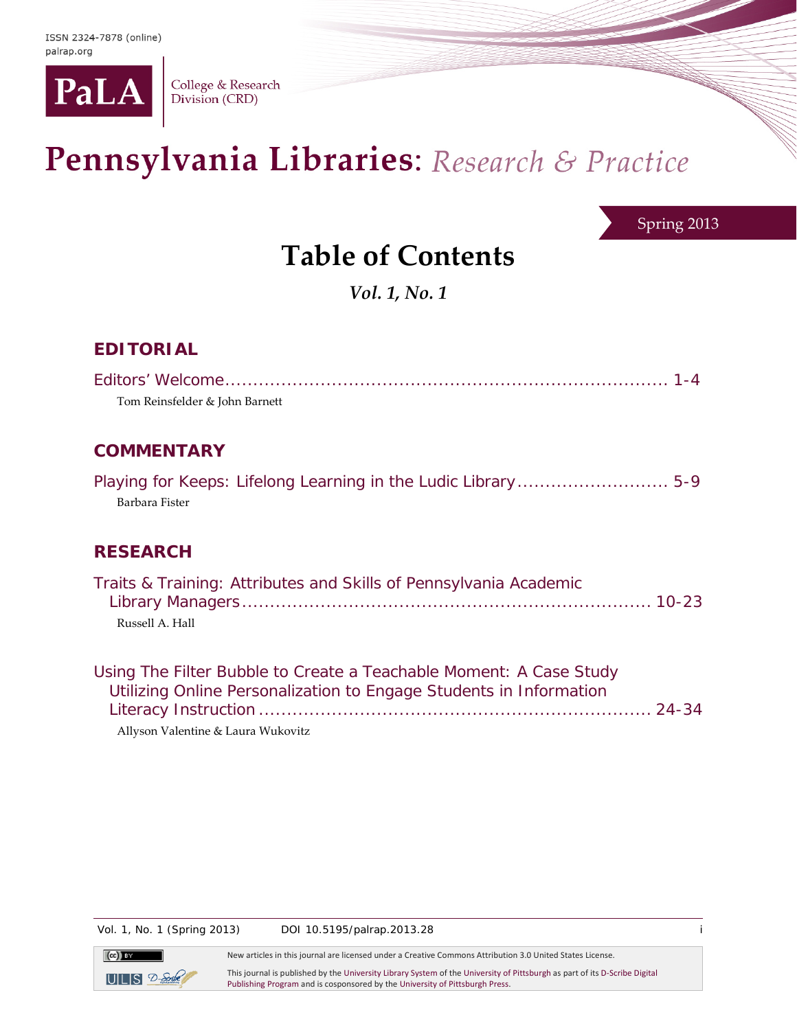ISSN 2324-7878 (online)
palrap.org

PaLA College & Research Division (CRD)

# Pennsylvania Libraries: *Research & Practice*

Spring 2013

## Table of Contents

***Vol. 1, No. 1***

### EDITORIAL

Editors' Welcome ........................................................................ 1-4
Tom Reinsfelder & John Barnett

### COMMENTARY

Playing for Keeps: Lifelong Learning in the Ludic Library .......................... 5-9
Barbara Fister

### RESEARCH

Traits & Training: Attributes and Skills of Pennsylvania Academic Library Managers ........................................................................ 10-23
Russell A. Hall

Using The Filter Bubble to Create a Teachable Moment: A Case Study Utilizing Online Personalization to Engage Students in Information Literacy Instruction ........................................................................ 24-34
Allyson Valentine & Laura Wukovitz

DOI 10.5195/palrap.2013.28

New articles in this journal are licensed under a Creative Commons Attribution 3.0 United States License.

This journal is published by the University Library System of the University of Pittsburgh as part of its D-Scribe Digital Publishing Program and is cosponsored by the University of Pittsburgh Press.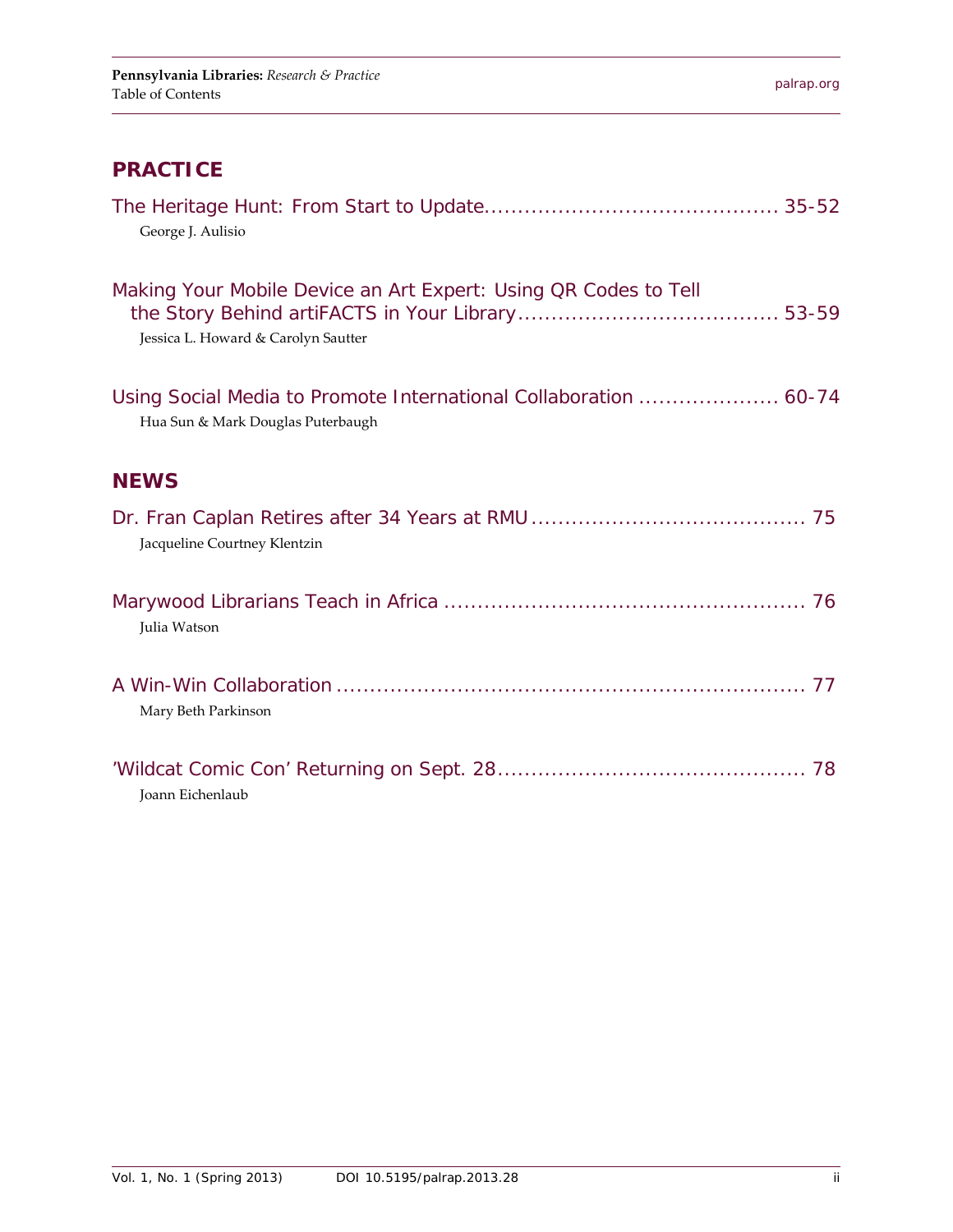## PRACTICE

The Heritage Hunt: From Start to Update ........................................... 35-52
George J. Aulisio

Making Your Mobile Device an Art Expert: Using QR Codes to Tell the Story Behind artiFACTS in Your Library ...................................... 53-59
Jessica L. Howard & Carolyn Sautter

Using Social Media to Promote International Collaboration ..................... 60-74
Hua Sun & Mark Douglas Puterbaugh

## NEWS

Dr. Fran Caplan Retires after 34 Years at RMU ......................................... 75
Jacqueline Courtney Klentzin

Marywood Librarians Teach in Africa ..................................................... 76
Julia Watson

A Win-Win Collaboration ..................................................................... 77
Mary Beth Parkinson

'Wildcat Comic Con' Returning on Sept. 28 .............................................. 78
Joann Eichenlaub